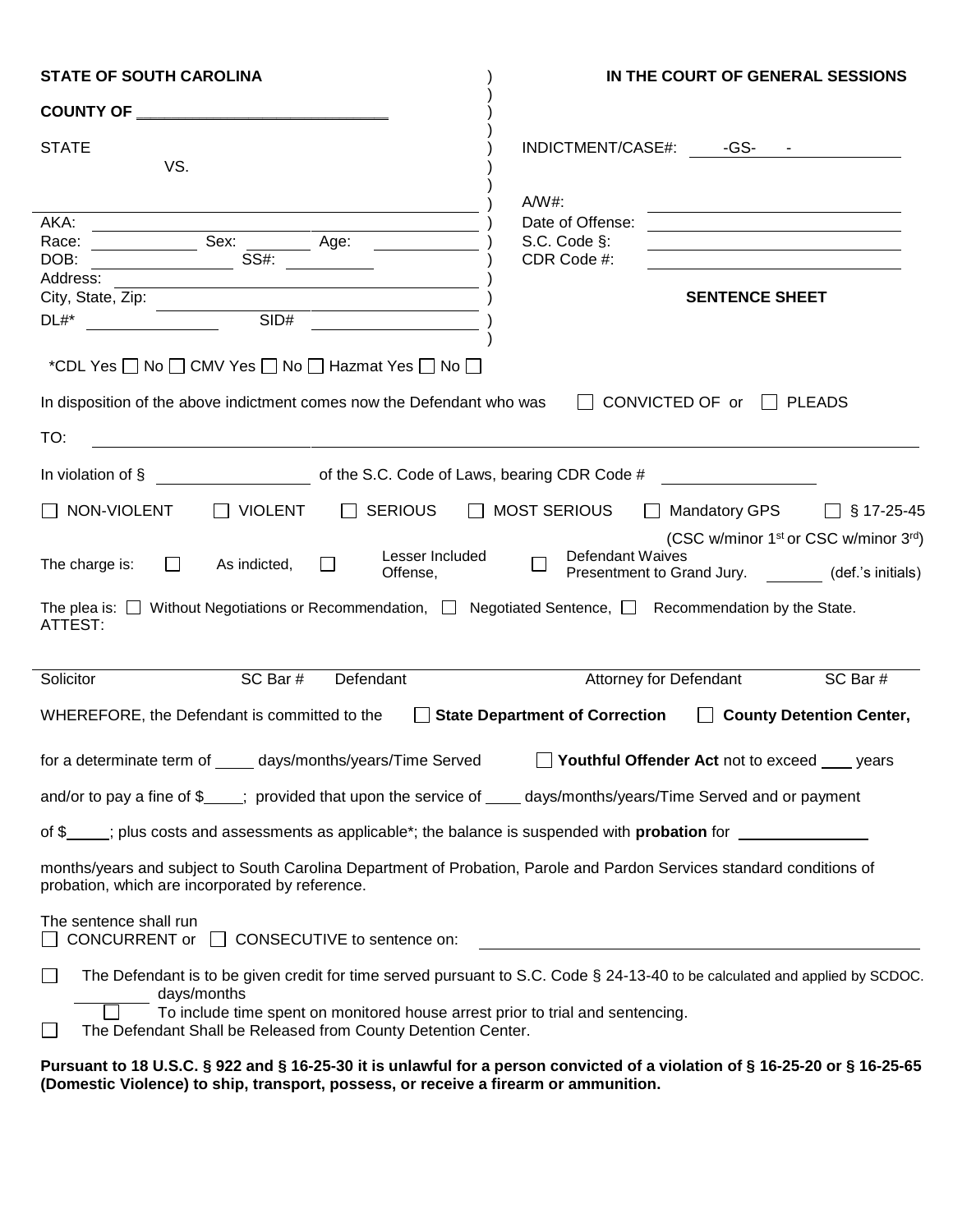**STATE OF SOUTH CAROLINA** | **IN THE COURT OF GENERAL SESSIONS**

**COUNTY OF** ______________________________

STATE

VS.

______________________________

AKA: ______________________________

Race: __________ Sex: ________ Age: __________

DOB: ______________ SS#: __________

Address: ______________________________

City, State, Zip: ______________________________

DL#* ______________ SID# ______________

INDICTMENT/CASE#: ____-GS- ____-__________

A/W#: ______________________________

Date of Offense: ______________________________

S.C. Code §: ______________________________

CDR Code #: ______________________________

**SENTENCE SHEET**

*CDL Yes ☐ No ☐ CMV Yes ☐ No ☐ Hazmat Yes ☐ No ☐

In disposition of the above indictment comes now the Defendant who was ☐ CONVICTED OF or ☐ PLEADS

TO: ____________________________________________________________

In violation of § ______________ of the S.C. Code of Laws, bearing CDR Code # ______________

☐ NON-VIOLENT ☐ VIOLENT ☐ SERIOUS ☐ MOST SERIOUS ☐ Mandatory GPS ☐ § 17-25-45 (CSC w/minor 1st or CSC w/minor 3rd)

The charge is: ☐ As indicted, ☐ Lesser Included Offense, ☐ Defendant Waives Presentment to Grand Jury. ______ (def.'s initials)

The plea is: ☐ Without Negotiations or Recommendation, ☐ Negotiated Sentence, ☐ Recommendation by the State.

ATTEST:

______________________________________________________________________

Solicitor SC Bar # Defendant Attorney for Defendant SC Bar #

WHEREFORE, the Defendant is committed to the ☐ **State Department of Correction** ☐ **County Detention Center,**

for a determinate term of ____ days/months/years/Time Served ☐ **Youthful Offender Act** not to exceed ___ years

and/or to pay a fine of $____; provided that upon the service of ____ days/months/years/Time Served and or payment

of $_____; plus costs and assessments as applicable*; the balance is suspended with **probation** for ______________

months/years and subject to South Carolina Department of Probation, Parole and Pardon Services standard conditions of probation, which are incorporated by reference.

The sentence shall run

☐ CONCURRENT or ☐ CONSECUTIVE to sentence on: ______________________________

☐ The Defendant is to be given credit for time served pursuant to S.C. Code § 24-13-40 to be calculated and applied by SCDOC. ________ days/months

☐ To include time spent on monitored house arrest prior to trial and sentencing.

☐ The Defendant Shall be Released from County Detention Center.

**Pursuant to 18 U.S.C. § 922 and § 16-25-30 it is unlawful for a person convicted of a violation of § 16-25-20 or § 16-25-65 (Domestic Violence) to ship, transport, possess, or receive a firearm or ammunition.**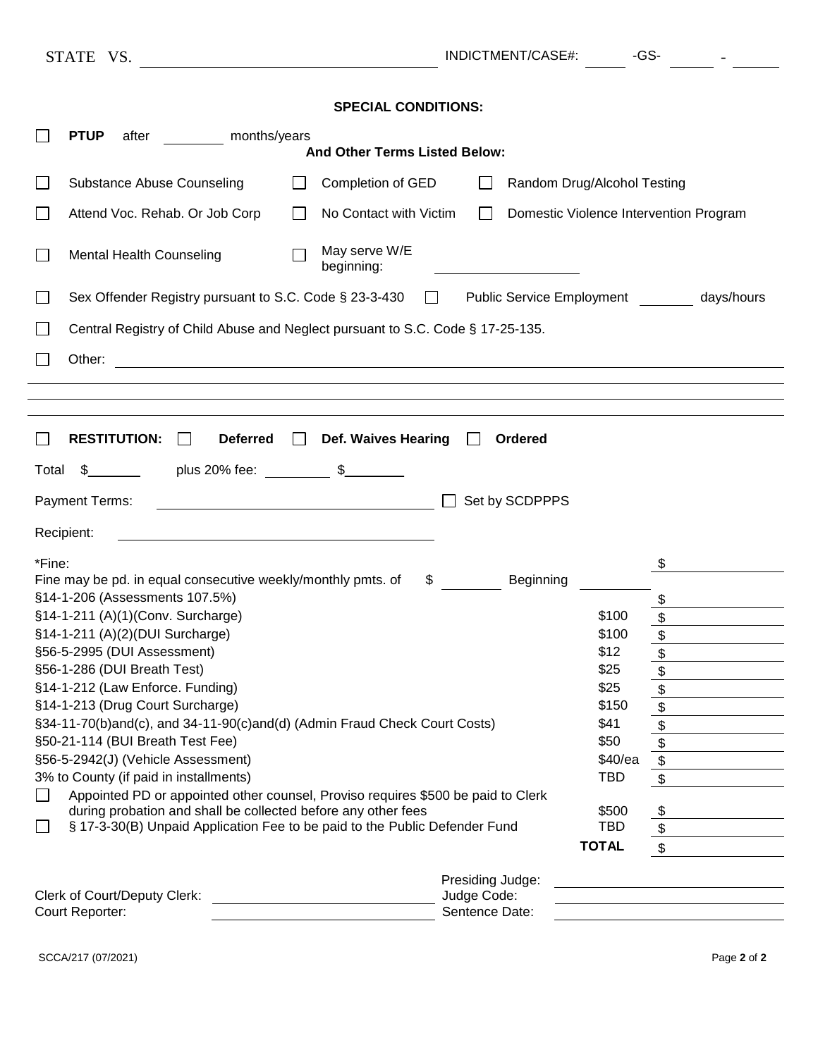STATE VS. ______________________________ INDICTMENT/CASE#: _____ -GS- _____ - _____

**SPECIAL CONDITIONS:**

☐ **PTUP** after ________ months/years

**And Other Terms Listed Below:**

☐ Substance Abuse Counseling ☐ Completion of GED ☐ Random Drug/Alcohol Testing

☐ Attend Voc. Rehab. Or Job Corp ☐ No Contact with Victim ☐ Domestic Violence Intervention Program

☐ Mental Health Counseling ☐ May serve W/E beginning: ________________

☐ Sex Offender Registry pursuant to S.C. Code § 23-3-430 ☐ Public Service Employment ________ days/hours

☐ Central Registry of Child Abuse and Neglect pursuant to S.C. Code § 17-25-135.

☐ Other: ______________________________________________________________

_______________________________________________________________________

_______________________________________________________________________

☐ **RESTITUTION:** ☐ **Deferred** ☐ **Def. Waives Hearing** ☐ **Ordered**

Total $________ plus 20% fee: _________ $________

Payment Terms: ______________________________ ☐ Set by SCDPPPS

Recipient: ______________________________

| | | |
|---|---|---|
| *Fine: | | $ |
| Fine may be pd. in equal consecutive weekly/monthly pmts. of $ ________ Beginning ________ | | |
| §14-1-206 (Assessments 107.5%) | | $ |
| §14-1-211 (A)(1)(Conv. Surcharge) | $100 | $ |
| §14-1-211 (A)(2)(DUI Surcharge) | $100 | $ |
| §56-5-2995 (DUI Assessment) | $12 | $ |
| §56-1-286 (DUI Breath Test) | $25 | $ |
| §14-1-212 (Law Enforce. Funding) | $25 | $ |
| §14-1-213 (Drug Court Surcharge) | $150 | $ |
| §34-11-70(b)and(c), and 34-11-90(c)and(d) (Admin Fraud Check Court Costs) | $41 | $ |
| §50-21-114 (BUI Breath Test Fee) | $50 | $ |
| §56-5-2942(J) (Vehicle Assessment) | $40/ea | $ |
| 3% to County (if paid in installments) | TBD | $ |
| ☐ Appointed PD or appointed other counsel, Proviso requires $500 be paid to Clerk during probation and shall be collected before any other fees | $500 | $ |
| ☐ § 17-3-30(B) Unpaid Application Fee to be paid to the Public Defender Fund | TBD | $ |
| | **TOTAL** | $ |

Clerk of Court/Deputy Clerk: ______________________ Presiding Judge: ______________________

Judge Code: ______________________

Court Reporter: ______________________ Sentence Date: ______________________

SCCA/217 (07/2021)